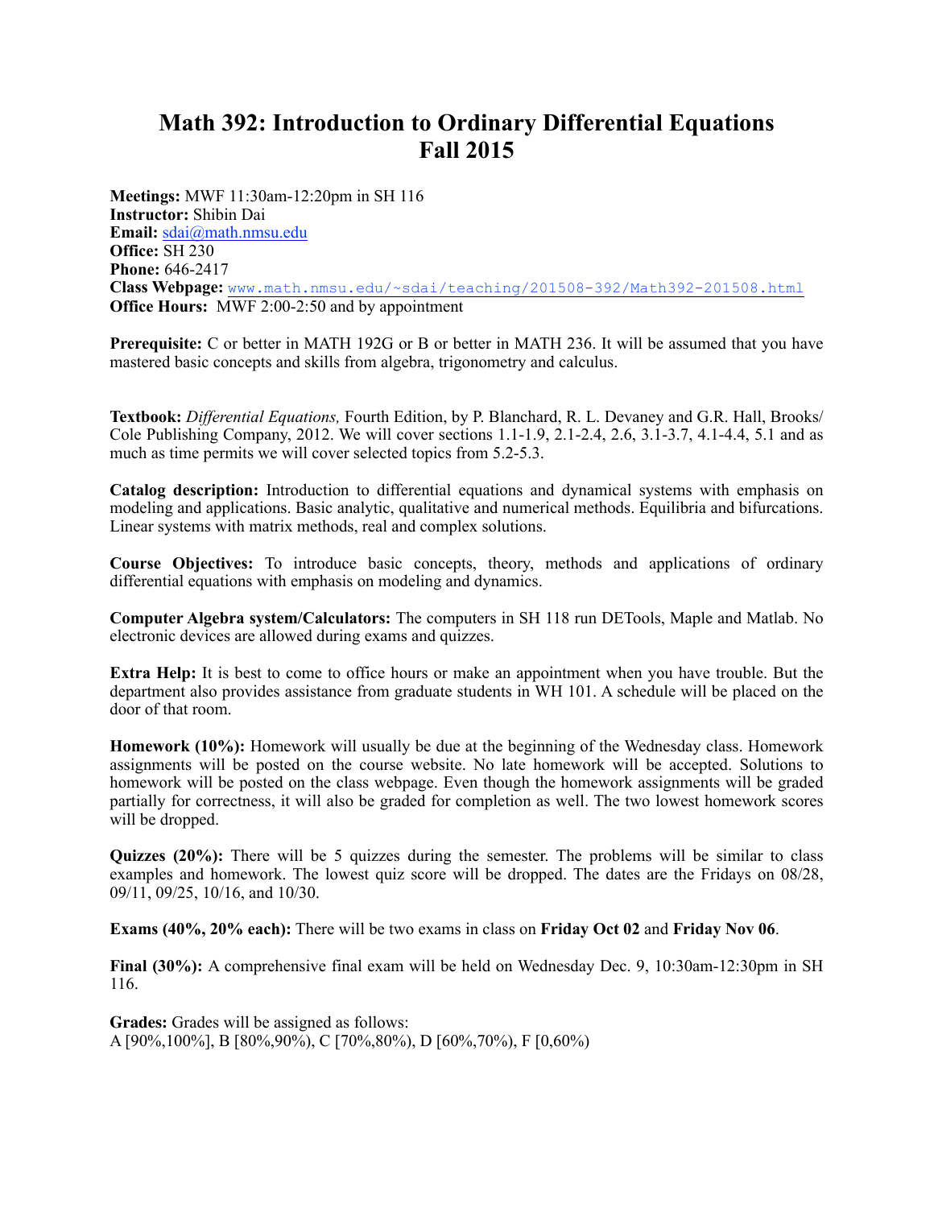# Math 392: Introduction to Ordinary Differential Equations
# Fall 2015

**Meetings:** MWF 11:30am-12:20pm in SH 116
**Instructor:** Shibin Dai
**Email:** sdai@math.nmsu.edu
**Office:** SH 230
**Phone:** 646-2417
**Class Webpage:** www.math.nmsu.edu/~sdai/teaching/201508-392/Math392-201508.html
**Office Hours:** MWF 2:00-2:50 and by appointment

**Prerequisite:** C or better in MATH 192G or B or better in MATH 236. It will be assumed that you have mastered basic concepts and skills from algebra, trigonometry and calculus.

**Textbook:** *Differential Equations,* Fourth Edition, by P. Blanchard, R. L. Devaney and G.R. Hall, Brooks/Cole Publishing Company, 2012. We will cover sections 1.1-1.9, 2.1-2.4, 2.6, 3.1-3.7, 4.1-4.4, 5.1 and as much as time permits we will cover selected topics from 5.2-5.3.

**Catalog description:** Introduction to differential equations and dynamical systems with emphasis on modeling and applications. Basic analytic, qualitative and numerical methods. Equilibria and bifurcations. Linear systems with matrix methods, real and complex solutions.

**Course Objectives:** To introduce basic concepts, theory, methods and applications of ordinary differential equations with emphasis on modeling and dynamics.

**Computer Algebra system/Calculators:** The computers in SH 118 run DETools, Maple and Matlab. No electronic devices are allowed during exams and quizzes.

**Extra Help:** It is best to come to office hours or make an appointment when you have trouble. But the department also provides assistance from graduate students in WH 101. A schedule will be placed on the door of that room.

**Homework (10%):** Homework will usually be due at the beginning of the Wednesday class. Homework assignments will be posted on the course website. No late homework will be accepted. Solutions to homework will be posted on the class webpage. Even though the homework assignments will be graded partially for correctness, it will also be graded for completion as well. The two lowest homework scores will be dropped.

**Quizzes (20%):** There will be 5 quizzes during the semester. The problems will be similar to class examples and homework. The lowest quiz score will be dropped. The dates are the Fridays on 08/28, 09/11, 09/25, 10/16, and 10/30.

**Exams (40%, 20% each):** There will be two exams in class on **Friday Oct 02** and **Friday Nov 06**.

**Final (30%):** A comprehensive final exam will be held on Wednesday Dec. 9, 10:30am-12:30pm in SH 116.

**Grades:** Grades will be assigned as follows:
A [90%,100%], B [80%,90%), C [70%,80%), D [60%,70%), F [0,60%)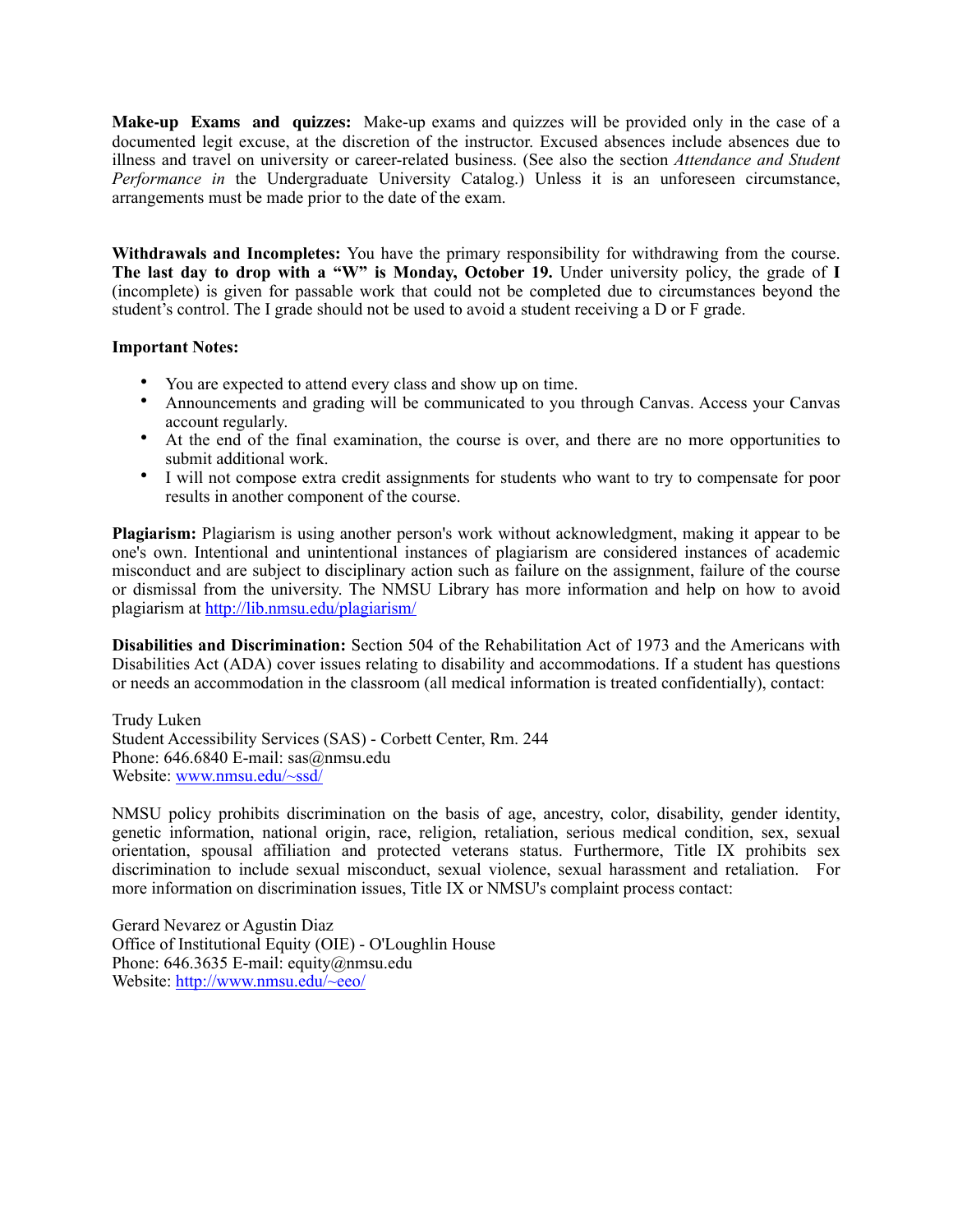**Make-up Exams and quizzes:** Make-up exams and quizzes will be provided only in the case of a documented legit excuse, at the discretion of the instructor. Excused absences include absences due to illness and travel on university or career-related business. (See also the section *Attendance and Student Performance in* the Undergraduate University Catalog.) Unless it is an unforeseen circumstance, arrangements must be made prior to the date of the exam.

**Withdrawals and Incompletes:** You have the primary responsibility for withdrawing from the course. **The last day to drop with a "W" is Monday, October 19.** Under university policy, the grade of **I** (incomplete) is given for passable work that could not be completed due to circumstances beyond the student's control. The I grade should not be used to avoid a student receiving a D or F grade.

**Important Notes:**

- You are expected to attend every class and show up on time.
- Announcements and grading will be communicated to you through Canvas. Access your Canvas account regularly.
- At the end of the final examination, the course is over, and there are no more opportunities to submit additional work.
- I will not compose extra credit assignments for students who want to try to compensate for poor results in another component of the course.

**Plagiarism:** Plagiarism is using another person's work without acknowledgment, making it appear to be one's own. Intentional and unintentional instances of plagiarism are considered instances of academic misconduct and are subject to disciplinary action such as failure on the assignment, failure of the course or dismissal from the university. The NMSU Library has more information and help on how to avoid plagiarism at http://lib.nmsu.edu/plagiarism/

**Disabilities and Discrimination:** Section 504 of the Rehabilitation Act of 1973 and the Americans with Disabilities Act (ADA) cover issues relating to disability and accommodations. If a student has questions or needs an accommodation in the classroom (all medical information is treated confidentially), contact:

Trudy Luken
Student Accessibility Services (SAS) - Corbett Center, Rm. 244
Phone: 646.6840 E-mail: sas@nmsu.edu
Website: www.nmsu.edu/~ssd/

NMSU policy prohibits discrimination on the basis of age, ancestry, color, disability, gender identity, genetic information, national origin, race, religion, retaliation, serious medical condition, sex, sexual orientation, spousal affiliation and protected veterans status. Furthermore, Title IX prohibits sex discrimination to include sexual misconduct, sexual violence, sexual harassment and retaliation. For more information on discrimination issues, Title IX or NMSU's complaint process contact:

Gerard Nevarez or Agustin Diaz
Office of Institutional Equity (OIE) - O'Loughlin House
Phone: 646.3635 E-mail: equity@nmsu.edu
Website: http://www.nmsu.edu/~eeo/